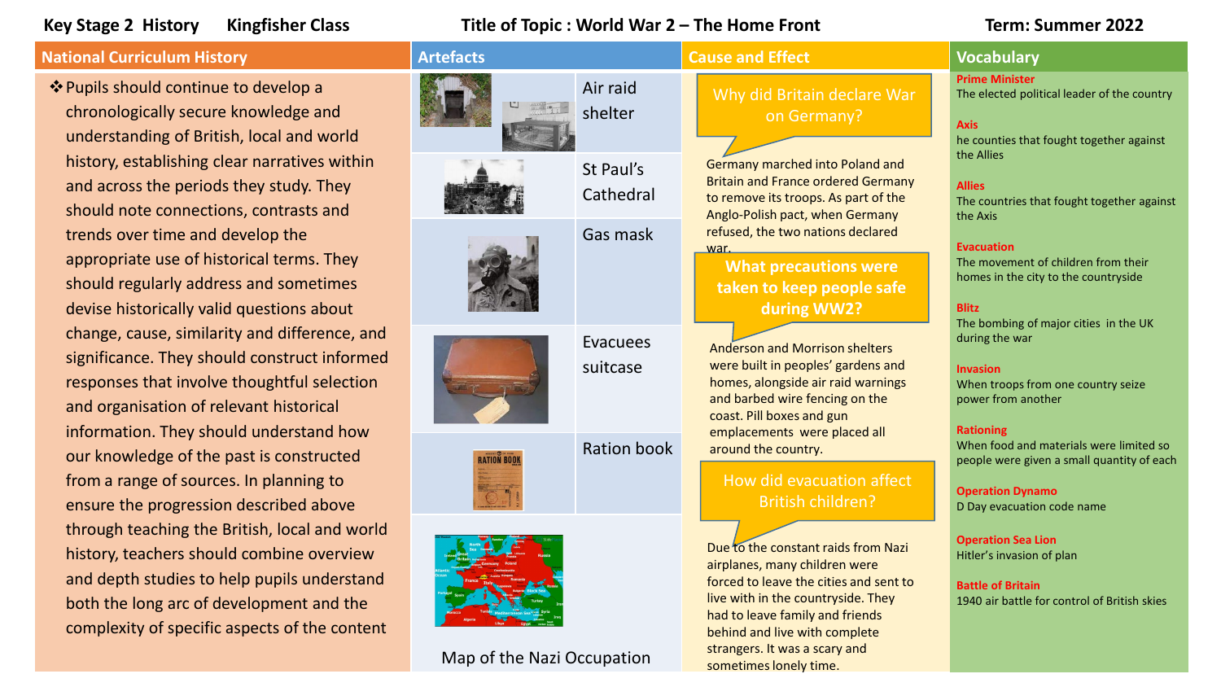# Key Stage 2 History — Kingfisher Class

## Title of Topic : World War 2 – The Home Front

**Term: Summer 2022**

## National Curriculum History

- Pupils should continue to develop a chronologically secure knowledge and understanding of British, local and world history, establishing clear narratives within and across the periods they study. They should note connections, contrasts and trends over time and develop the appropriate use of historical terms. They should regularly address and sometimes devise historically valid questions about change, cause, similarity and difference, and significance. They should construct informed responses that involve thoughtful selection and organisation of relevant historical information. They should understand how our knowledge of the past is constructed from a range of sources. In planning to ensure the progression described above through teaching the British, local and world history, teachers should combine overview and depth studies to help pupils understand both the long arc of development and the complexity of specific aspects of the content

## Artefacts

- Air raid shelter
- St Paul's Cathedral
- Gas mask
- Evacuees suitcase
- Ration book
- Map of the Nazi Occupation

## Cause and Effect

### Why did Britain declare War on Germany?

Germany marched into Poland and Britain and France ordered Germany to remove its troops. As part of the Anglo-Polish pact, when Germany refused, the two nations declared war.

### What precautions were taken to keep people safe during WW2?

Anderson and Morrison shelters were built in peoples' gardens and homes, alongside air raid warnings and barbed wire fencing on the coast. Pill boxes and gun emplacements were placed all around the country.

### How did evacuation affect British children?

Due to the constant raids from Nazi airplanes, many children were forced to leave the cities and sent to live with in the countryside. They had to leave family and friends behind and live with complete strangers. It was a scary and sometimes lonely time.

## Vocabulary

**Prime Minister**
The elected political leader of the country

**Axis**
he counties that fought together against the Allies

**Allies**
The countries that fought together against the Axis

**Evacuation**
The movement of children from their homes in the city to the countryside

**Blitz**
The bombing of major cities in the UK during the war

**Invasion**
When troops from one country seize power from another

**Rationing**
When food and materials were limited so people were given a small quantity of each

**Operation Dynamo**
D Day evacuation code name

**Operation Sea Lion**
Hitler's invasion of plan

**Battle of Britain**
1940 air battle for control of British skies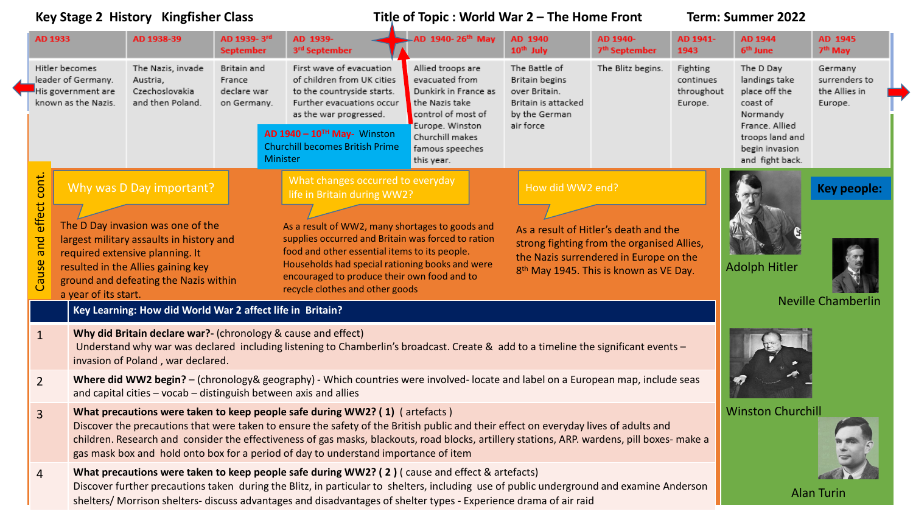**Key Stage 2 History Kingfisher Class** | **Title of Topic : World War 2 – The Home Front** | **Term: Summer 2022**

| AD 1933 | AD 1938-39 | AD 1939- 3rd September | AD 1939- 3rd September | AD 1940- 26th May | AD 1940 10th July | AD 1940- 7th September | AD 1941-1943 | AD 1944 6th June | AD 1945 7th May |
|---|---|---|---|---|---|---|---|---|---|
| Hitler becomes leader of Germany. His government are known as the Nazis. | The Nazis, invade Austria, Czechoslovakia and then Poland. | Britain and France declare war on Germany. | First wave of evacuation of children from UK cities to the countryside starts. Further evacuations occur as the war progressed. | Allied troops are evacuated from Dunkirk in France as the Nazis take control of most of Europe. Winston Churchill makes famous speeches this year. | The Battle of Britain begins over Britain. Britain is attacked by the German air force | The Blitz begins. | Fighting continues throughout Europe. | The D Day landings take place off the coast of Normandy France. Allied troops land and begin invasion and fight back. | Germany surrenders to the Allies in Europe. |

**AD 1940 – 10TH May-** Winston Churchill becomes British Prime Minister

## Cause and effect cont.

**Why was D Day important?**

The D Day invasion was one of the largest military assaults in history and required extensive planning. It resulted in the Allies gaining key ground and defeating the Nazis within a year of its start.

**What changes occurred to everyday life in Britain during WW2?**

As a result of WW2, many shortages to goods and supplies occurred and Britain was forced to ration food and other essential items to its people. Households had special rationing books and were encouraged to produce their own food and to recycle clothes and other goods

**How did WW2 end?**

As a result of Hitler's death and the strong fighting from the organised Allies, the Nazis surrendered in Europe on the 8th May 1945. This is known as VE Day.

## Key people:

Adolph Hitler

Neville Chamberlin

Winston Churchill

Alan Turin

## Key Learning: How did World War 2 affect life in Britain?

| | Key Learning: How did World War 2 affect life in Britain? |
|---|---|
| 1 | **Why did Britain declare war?-** (chronology & cause and effect) Understand why war was declared including listening to Chamberlin's broadcast. Create & add to a timeline the significant events – invasion of Poland , war declared. |
| 2 | **Where did WW2 begin?** – (chronology& geography) - Which countries were involved- locate and label on a European map, include seas and capital cities – vocab – distinguish between axis and allies |
| 3 | **What precautions were taken to keep people safe during WW2? ( 1)** ( artefacts ) Discover the precautions that were taken to ensure the safety of the British public and their effect on everyday lives of adults and children. Research and consider the effectiveness of gas masks, blackouts, road blocks, artillery stations, ARP. wardens, pill boxes- make a gas mask box and hold onto box for a period of day to understand importance of item |
| 4 | **What precautions were taken to keep people safe during WW2? ( 2 )** ( cause and effect & artefacts) Discover further precautions taken during the Blitz, in particular to shelters, including use of public underground and examine Anderson shelters/ Morrison shelters- discuss advantages and disadvantages of shelter types - Experience drama of air raid |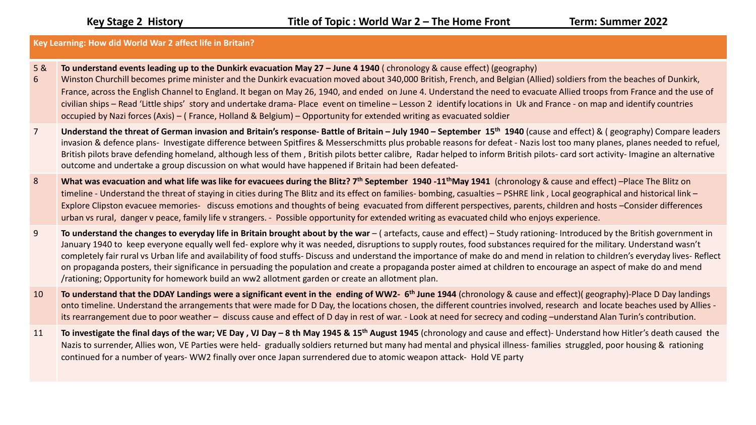**Key Stage 2 History** | **Title of Topic : World War 2 – The Home Front** | **Term: Summer 2022**

**Key Learning: How did World War 2 affect life in Britain?**

| | |
|---|---|
| 5 & 6 | **To understand events leading up to the Dunkirk evacuation May 27 – June 4 1940** ( chronology & cause effect) (geography) Winston Churchill becomes prime minister and the Dunkirk evacuation moved about 340,000 British, French, and Belgian (Allied) soldiers from the beaches of Dunkirk, France, across the English Channel to England. It began on May 26, 1940, and ended on June 4. Understand the need to evacuate Allied troops from France and the use of civilian ships – Read 'Little ships' story and undertake drama- Place event on timeline – Lesson 2 identify locations in Uk and France - on map and identify countries occupied by Nazi forces (Axis) – ( France, Holland & Belgium) – Opportunity for extended writing as evacuated soldier |
| 7 | **Understand the threat of German invasion and Britain's response- Battle of Britain – July 1940 – September 15th 1940** (cause and effect) & ( geography) Compare leaders invasion & defence plans- Investigate difference between Spitfires & Messerschmitts plus probable reasons for defeat - Nazis lost too many planes, planes needed to refuel, British pilots brave defending homeland, although less of them , British pilots better calibre, Radar helped to inform British pilots- card sort activity- Imagine an alternative outcome and undertake a group discussion on what would have happened if Britain had been defeated- |
| 8 | **What was evacuation and what life was like for evacuees during the Blitz? 7th September 1940 -11thMay 1941** (chronology & cause and effect) –Place The Blitz on timeline - Understand the threat of staying in cities during The Blitz and its effect on families- bombing, casualties – PSHRE link , Local geographical and historical link – Explore Clipston evacuee memories- discuss emotions and thoughts of being evacuated from different perspectives, parents, children and hosts –Consider differences urban vs rural, danger v peace, family life v strangers. - Possible opportunity for extended writing as evacuated child who enjoys experience. |
| 9 | **To understand the changes to everyday life in Britain brought about by the war** – ( artefacts, cause and effect) – Study rationing- Introduced by the British government in January 1940 to keep everyone equally well fed- explore why it was needed, disruptions to supply routes, food substances required for the military. Understand wasn't completely fair rural vs Urban life and availability of food stuffs- Discuss and understand the importance of make do and mend in relation to children's everyday lives- Reflect on propaganda posters, their significance in persuading the population and create a propaganda poster aimed at children to encourage an aspect of make do and mend /rationing; Opportunity for homework build an ww2 allotment garden or create an allotment plan. |
| 10 | **To understand that the DDAY Landings were a significant event in the ending of WW2- 6th June 1944** (chronology & cause and effect)( geography)-Place D Day landings onto timeline. Understand the arrangements that were made for D Day, the locations chosen, the different countries involved, research and locate beaches used by Allies - its rearrangement due to poor weather – discuss cause and effect of D day in rest of war. - Look at need for secrecy and coding –understand Alan Turin's contribution. |
| 11 | **To investigate the final days of the war; VE Day , VJ Day – 8 th May 1945 & 15th August 1945** (chronology and cause and effect)- Understand how Hitler's death caused the Nazis to surrender, Allies won, VE Parties were held- gradually soldiers returned but many had mental and physical illness- families struggled, poor housing & rationing continued for a number of years- WW2 finally over once Japan surrendered due to atomic weapon attack- Hold VE party |